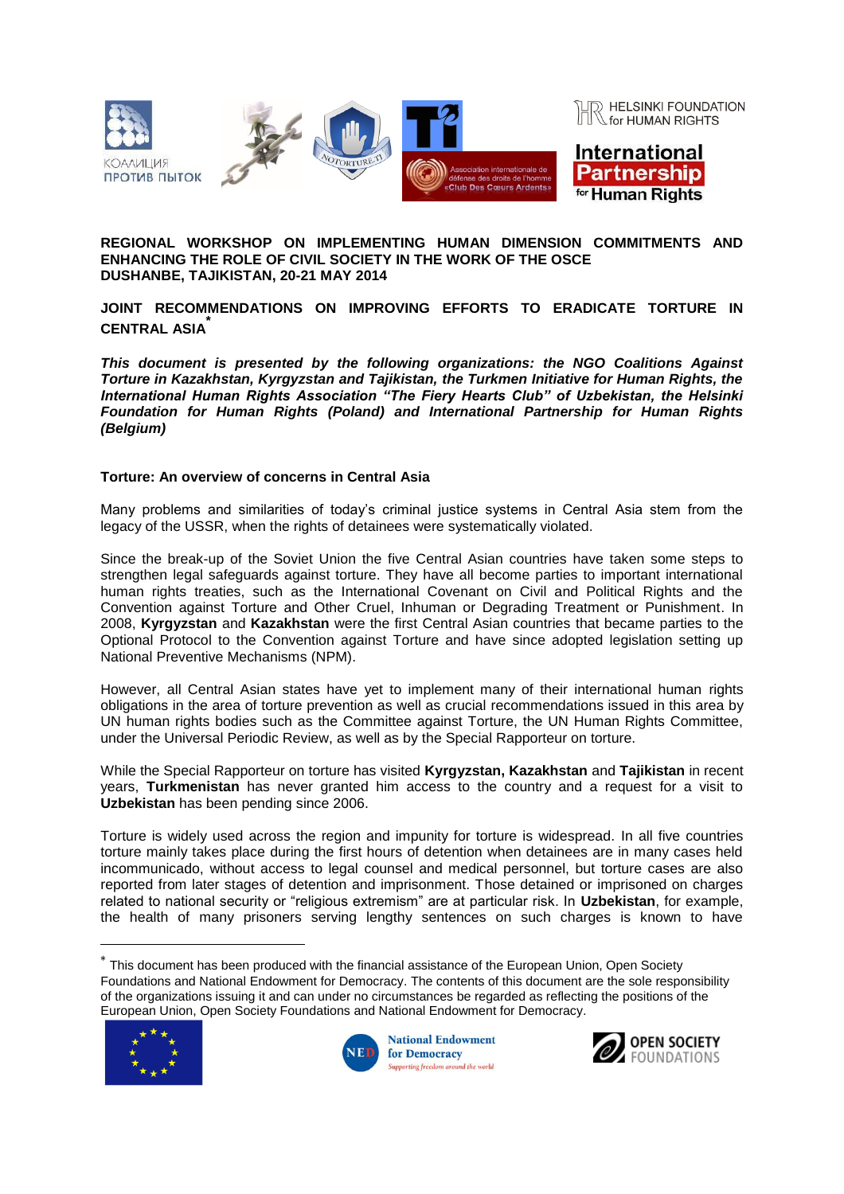**REGIONAL WORKSHOP ON IMPLEMENTING HUMAN DIMENSION COMMITMENTS AND ENHANCING THE ROLE OF CIVIL SOCIETY IN THE WORK OF THE OSCE**
**DUSHANBE, TAJIKISTAN, 20-21 MAY 2014**

# JOINT RECOMMENDATIONS ON IMPROVING EFFORTS TO ERADICATE TORTURE IN CENTRAL ASIA*

***This document is presented by the following organizations: the NGO Coalitions Against Torture in Kazakhstan, Kyrgyzstan and Tajikistan, the Turkmen Initiative for Human Rights, the International Human Rights Association "The Fiery Hearts Club" of Uzbekistan, the Helsinki Foundation for Human Rights (Poland) and International Partnership for Human Rights (Belgium)***

## Torture: An overview of concerns in Central Asia

Many problems and similarities of today's criminal justice systems in Central Asia stem from the legacy of the USSR, when the rights of detainees were systematically violated.

Since the break-up of the Soviet Union the five Central Asian countries have taken some steps to strengthen legal safeguards against torture. They have all become parties to important international human rights treaties, such as the International Covenant on Civil and Political Rights and the Convention against Torture and Other Cruel, Inhuman or Degrading Treatment or Punishment. In 2008, **Kyrgyzstan** and **Kazakhstan** were the first Central Asian countries that became parties to the Optional Protocol to the Convention against Torture and have since adopted legislation setting up National Preventive Mechanisms (NPM).

However, all Central Asian states have yet to implement many of their international human rights obligations in the area of torture prevention as well as crucial recommendations issued in this area by UN human rights bodies such as the Committee against Torture, the UN Human Rights Committee, under the Universal Periodic Review, as well as by the Special Rapporteur on torture.

While the Special Rapporteur on torture has visited **Kyrgyzstan, Kazakhstan** and **Tajikistan** in recent years, **Turkmenistan** has never granted him access to the country and a request for a visit to **Uzbekistan** has been pending since 2006.

Torture is widely used across the region and impunity for torture is widespread. In all five countries torture mainly takes place during the first hours of detention when detainees are in many cases held incommunicado, without access to legal counsel and medical personnel, but torture cases are also reported from later stages of detention and imprisonment. Those detained or imprisoned on charges related to national security or "religious extremism" are at particular risk. In **Uzbekistan**, for example, the health of many prisoners serving lengthy sentences on such charges is known to have

---

\* This document has been produced with the financial assistance of the European Union, Open Society Foundations and National Endowment for Democracy. The contents of this document are the sole responsibility of the organizations issuing it and can under no circumstances be regarded as reflecting the positions of the European Union, Open Society Foundations and National Endowment for Democracy.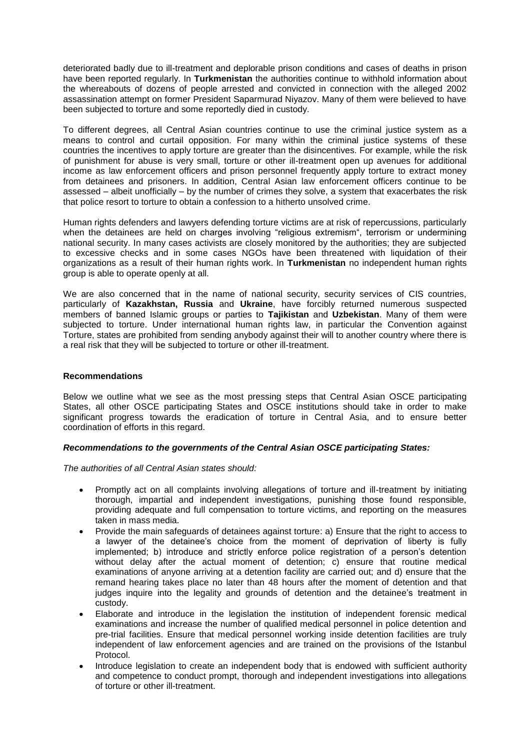deteriorated badly due to ill-treatment and deplorable prison conditions and cases of deaths in prison have been reported regularly. In **Turkmenistan** the authorities continue to withhold information about the whereabouts of dozens of people arrested and convicted in connection with the alleged 2002 assassination attempt on former President Saparmurad Niyazov. Many of them were believed to have been subjected to torture and some reportedly died in custody.

To different degrees, all Central Asian countries continue to use the criminal justice system as a means to control and curtail opposition. For many within the criminal justice systems of these countries the incentives to apply torture are greater than the disincentives. For example, while the risk of punishment for abuse is very small, torture or other ill-treatment open up avenues for additional income as law enforcement officers and prison personnel frequently apply torture to extract money from detainees and prisoners. In addition, Central Asian law enforcement officers continue to be assessed – albeit unofficially – by the number of crimes they solve, a system that exacerbates the risk that police resort to torture to obtain a confession to a hitherto unsolved crime.

Human rights defenders and lawyers defending torture victims are at risk of repercussions, particularly when the detainees are held on charges involving "religious extremism", terrorism or undermining national security. In many cases activists are closely monitored by the authorities; they are subjected to excessive checks and in some cases NGOs have been threatened with liquidation of their organizations as a result of their human rights work. In **Turkmenistan** no independent human rights group is able to operate openly at all.

We are also concerned that in the name of national security, security services of CIS countries, particularly of **Kazakhstan, Russia** and **Ukraine**, have forcibly returned numerous suspected members of banned Islamic groups or parties to **Tajikistan** and **Uzbekistan**. Many of them were subjected to torture. Under international human rights law, in particular the Convention against Torture, states are prohibited from sending anybody against their will to another country where there is a real risk that they will be subjected to torture or other ill-treatment.

**Recommendations**

Below we outline what we see as the most pressing steps that Central Asian OSCE participating States, all other OSCE participating States and OSCE institutions should take in order to make significant progress towards the eradication of torture in Central Asia, and to ensure better coordination of efforts in this regard.

***Recommendations to the governments of the Central Asian OSCE participating States:***

*The authorities of all Central Asian states should:*

- Promptly act on all complaints involving allegations of torture and ill-treatment by initiating thorough, impartial and independent investigations, punishing those found responsible, providing adequate and full compensation to torture victims, and reporting on the measures taken in mass media.
- Provide the main safeguards of detainees against torture: a) Ensure that the right to access to a lawyer of the detainee's choice from the moment of deprivation of liberty is fully implemented; b) introduce and strictly enforce police registration of a person's detention without delay after the actual moment of detention; c) ensure that routine medical examinations of anyone arriving at a detention facility are carried out; and d) ensure that the remand hearing takes place no later than 48 hours after the moment of detention and that judges inquire into the legality and grounds of detention and the detainee's treatment in custody.
- Elaborate and introduce in the legislation the institution of independent forensic medical examinations and increase the number of qualified medical personnel in police detention and pre-trial facilities. Ensure that medical personnel working inside detention facilities are truly independent of law enforcement agencies and are trained on the provisions of the Istanbul Protocol.
- Introduce legislation to create an independent body that is endowed with sufficient authority and competence to conduct prompt, thorough and independent investigations into allegations of torture or other ill-treatment.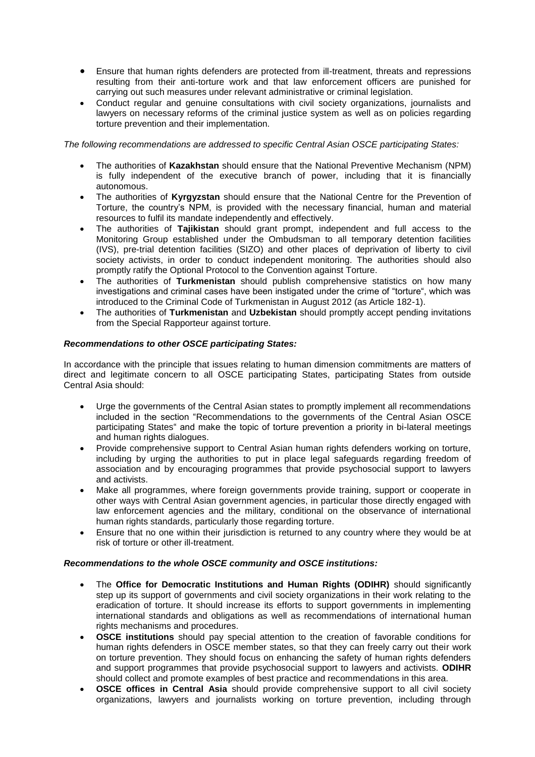- Ensure that human rights defenders are protected from ill-treatment, threats and repressions resulting from their anti-torture work and that law enforcement officers are punished for carrying out such measures under relevant administrative or criminal legislation.
- Conduct regular and genuine consultations with civil society organizations, journalists and lawyers on necessary reforms of the criminal justice system as well as on policies regarding torture prevention and their implementation.

*The following recommendations are addressed to specific Central Asian OSCE participating States:*

- The authorities of **Kazakhstan** should ensure that the National Preventive Mechanism (NPM) is fully independent of the executive branch of power, including that it is financially autonomous.
- The authorities of **Kyrgyzstan** should ensure that the National Centre for the Prevention of Torture, the country's NPM, is provided with the necessary financial, human and material resources to fulfil its mandate independently and effectively.
- The authorities of **Tajikistan** should grant prompt, independent and full access to the Monitoring Group established under the Ombudsman to all temporary detention facilities (IVS), pre-trial detention facilities (SIZO) and other places of deprivation of liberty to civil society activists, in order to conduct independent monitoring. The authorities should also promptly ratify the Optional Protocol to the Convention against Torture.
- The authorities of **Turkmenistan** should publish comprehensive statistics on how many investigations and criminal cases have been instigated under the crime of "torture", which was introduced to the Criminal Code of Turkmenistan in August 2012 (as Article 182-1).
- The authorities of **Turkmenistan** and **Uzbekistan** should promptly accept pending invitations from the Special Rapporteur against torture.

***Recommendations to other OSCE participating States:***

In accordance with the principle that issues relating to human dimension commitments are matters of direct and legitimate concern to all OSCE participating States, participating States from outside Central Asia should:

- Urge the governments of the Central Asian states to promptly implement all recommendations included in the section "Recommendations to the governments of the Central Asian OSCE participating States" and make the topic of torture prevention a priority in bi-lateral meetings and human rights dialogues.
- Provide comprehensive support to Central Asian human rights defenders working on torture, including by urging the authorities to put in place legal safeguards regarding freedom of association and by encouraging programmes that provide psychosocial support to lawyers and activists.
- Make all programmes, where foreign governments provide training, support or cooperate in other ways with Central Asian government agencies, in particular those directly engaged with law enforcement agencies and the military, conditional on the observance of international human rights standards, particularly those regarding torture.
- Ensure that no one within their jurisdiction is returned to any country where they would be at risk of torture or other ill-treatment.

***Recommendations to the whole OSCE community and OSCE institutions:***

- The **Office for Democratic Institutions and Human Rights (ODIHR)** should significantly step up its support of governments and civil society organizations in their work relating to the eradication of torture. It should increase its efforts to support governments in implementing international standards and obligations as well as recommendations of international human rights mechanisms and procedures.
- **OSCE institutions** should pay special attention to the creation of favorable conditions for human rights defenders in OSCE member states, so that they can freely carry out their work on torture prevention. They should focus on enhancing the safety of human rights defenders and support programmes that provide psychosocial support to lawyers and activists. **ODIHR** should collect and promote examples of best practice and recommendations in this area.
- **OSCE offices in Central Asia** should provide comprehensive support to all civil society organizations, lawyers and journalists working on torture prevention, including through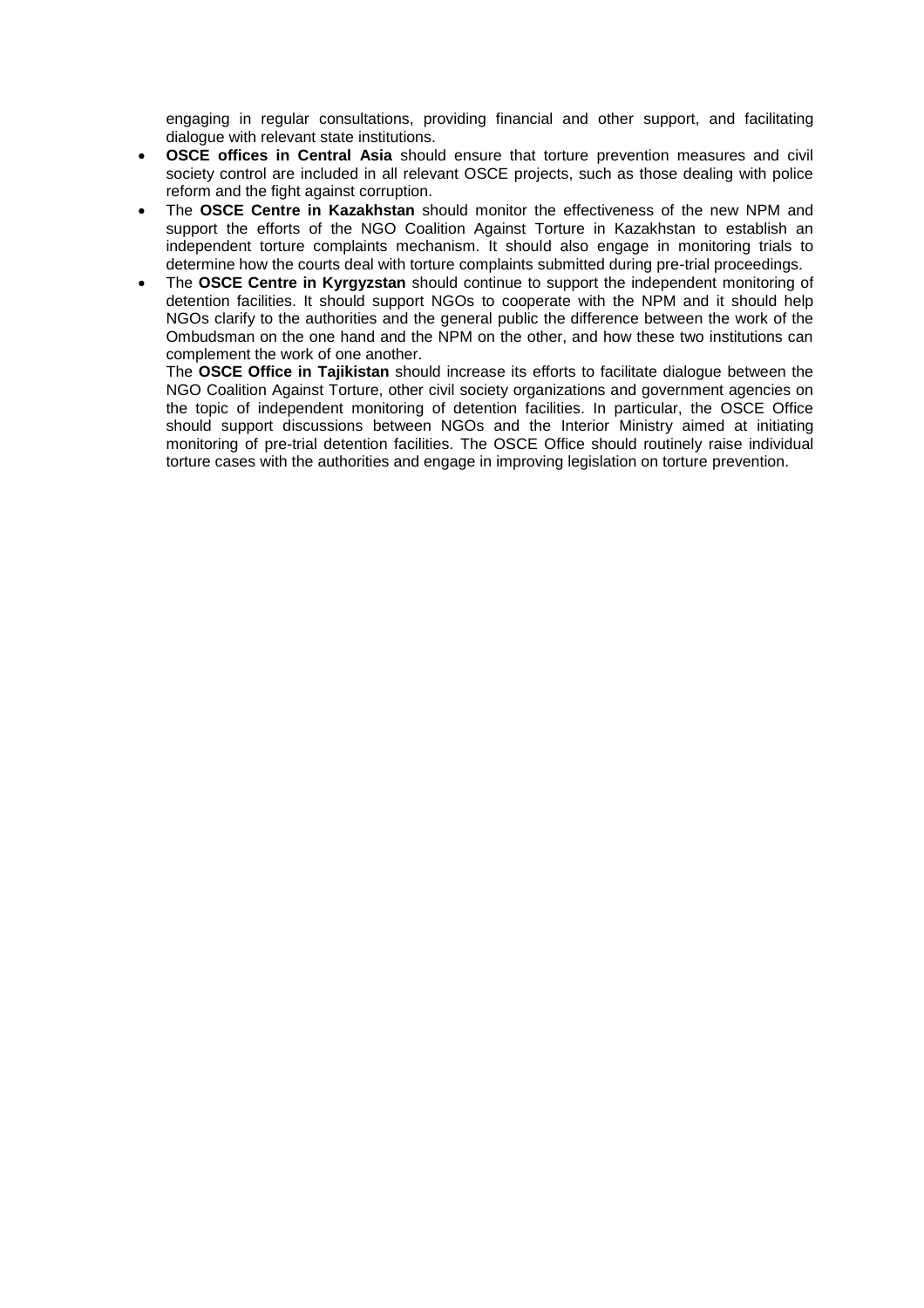engaging in regular consultations, providing financial and other support, and facilitating dialogue with relevant state institutions.

- **OSCE offices in Central Asia** should ensure that torture prevention measures and civil society control are included in all relevant OSCE projects, such as those dealing with police reform and the fight against corruption.
- The **OSCE Centre in Kazakhstan** should monitor the effectiveness of the new NPM and support the efforts of the NGO Coalition Against Torture in Kazakhstan to establish an independent torture complaints mechanism. It should also engage in monitoring trials to determine how the courts deal with torture complaints submitted during pre-trial proceedings.
- The **OSCE Centre in Kyrgyzstan** should continue to support the independent monitoring of detention facilities. It should support NGOs to cooperate with the NPM and it should help NGOs clarify to the authorities and the general public the difference between the work of the Ombudsman on the one hand and the NPM on the other, and how these two institutions can complement the work of one another.

  The **OSCE Office in Tajikistan** should increase its efforts to facilitate dialogue between the NGO Coalition Against Torture, other civil society organizations and government agencies on the topic of independent monitoring of detention facilities. In particular, the OSCE Office should support discussions between NGOs and the Interior Ministry aimed at initiating monitoring of pre-trial detention facilities. The OSCE Office should routinely raise individual torture cases with the authorities and engage in improving legislation on torture prevention.